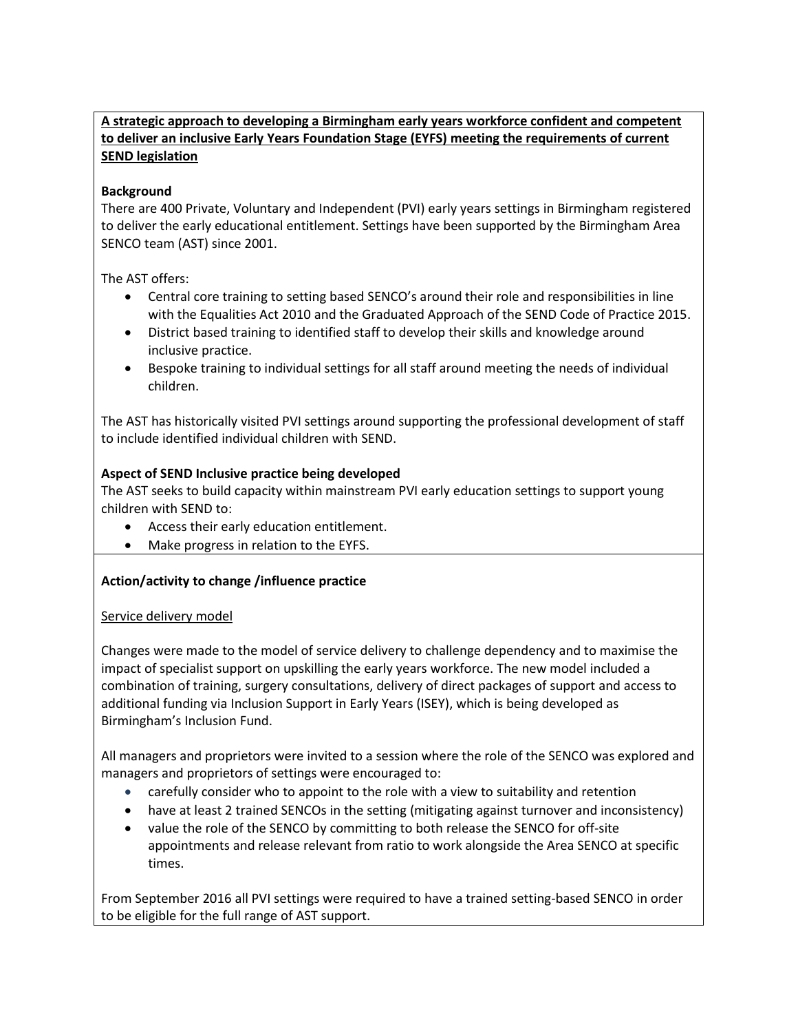**A strategic approach to developing a Birmingham early years workforce confident and competent to deliver an inclusive Early Years Foundation Stage (EYFS) meeting the requirements of current SEND legislation**

**Background**

There are 400 Private, Voluntary and Independent (PVI) early years settings in Birmingham registered to deliver the early educational entitlement. Settings have been supported by the Birmingham Area SENCO team (AST) since 2001.

The AST offers:

- Central core training to setting based SENCO's around their role and responsibilities in line with the Equalities Act 2010 and the Graduated Approach of the SEND Code of Practice 2015.
- District based training to identified staff to develop their skills and knowledge around inclusive practice.
- Bespoke training to individual settings for all staff around meeting the needs of individual children.

The AST has historically visited PVI settings around supporting the professional development of staff to include identified individual children with SEND.

**Aspect of SEND Inclusive practice being developed**

The AST seeks to build capacity within mainstream PVI early education settings to support young children with SEND to:

- Access their early education entitlement.
- Make progress in relation to the EYFS.

**Action/activity to change /influence practice**

<u>Service delivery model</u>

Changes were made to the model of service delivery to challenge dependency and to maximise the impact of specialist support on upskilling the early years workforce. The new model included a combination of training, surgery consultations, delivery of direct packages of support and access to additional funding via Inclusion Support in Early Years (ISEY), which is being developed as Birmingham's Inclusion Fund.

All managers and proprietors were invited to a session where the role of the SENCO was explored and managers and proprietors of settings were encouraged to:

- carefully consider who to appoint to the role with a view to suitability and retention
- have at least 2 trained SENCOs in the setting (mitigating against turnover and inconsistency)
- value the role of the SENCO by committing to both release the SENCO for off-site appointments and release relevant from ratio to work alongside the Area SENCO at specific times.

From September 2016 all PVI settings were required to have a trained setting-based SENCO in order to be eligible for the full range of AST support.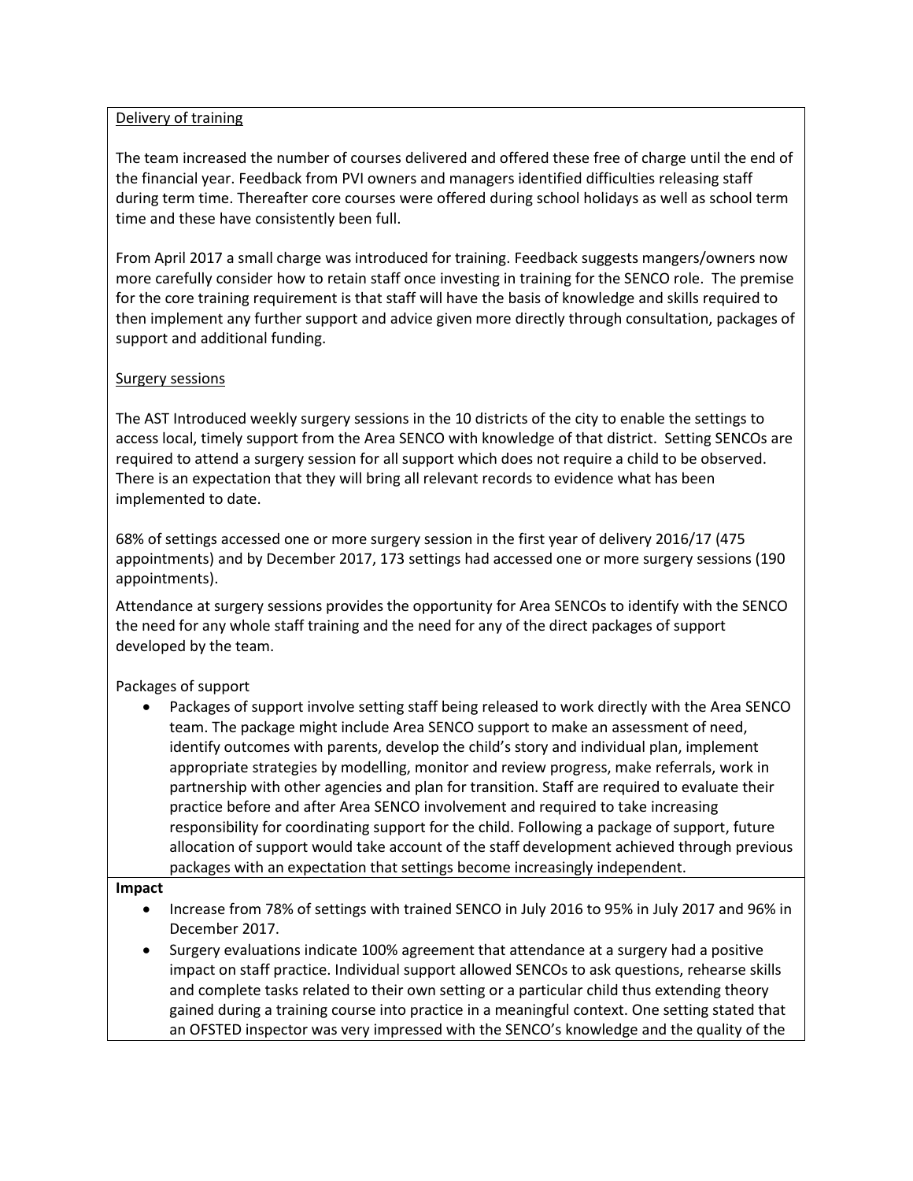Delivery of training

The team increased the number of courses delivered and offered these free of charge until the end of the financial year. Feedback from PVI owners and managers identified difficulties releasing staff during term time. Thereafter core courses were offered during school holidays as well as school term time and these have consistently been full.

From April 2017 a small charge was introduced for training. Feedback suggests mangers/owners now more carefully consider how to retain staff once investing in training for the SENCO role. The premise for the core training requirement is that staff will have the basis of knowledge and skills required to then implement any further support and advice given more directly through consultation, packages of support and additional funding.

Surgery sessions

The AST Introduced weekly surgery sessions in the 10 districts of the city to enable the settings to access local, timely support from the Area SENCO with knowledge of that district. Setting SENCOs are required to attend a surgery session for all support which does not require a child to be observed. There is an expectation that they will bring all relevant records to evidence what has been implemented to date.

68% of settings accessed one or more surgery session in the first year of delivery 2016/17 (475 appointments) and by December 2017, 173 settings had accessed one or more surgery sessions (190 appointments).

Attendance at surgery sessions provides the opportunity for Area SENCOs to identify with the SENCO the need for any whole staff training and the need for any of the direct packages of support developed by the team.

Packages of support

- Packages of support involve setting staff being released to work directly with the Area SENCO team. The package might include Area SENCO support to make an assessment of need, identify outcomes with parents, develop the child's story and individual plan, implement appropriate strategies by modelling, monitor and review progress, make referrals, work in partnership with other agencies and plan for transition. Staff are required to evaluate their practice before and after Area SENCO involvement and required to take increasing responsibility for coordinating support for the child. Following a package of support, future allocation of support would take account of the staff development achieved through previous packages with an expectation that settings become increasingly independent.

**Impact**

- Increase from 78% of settings with trained SENCO in July 2016 to 95% in July 2017 and 96% in December 2017.
- Surgery evaluations indicate 100% agreement that attendance at a surgery had a positive impact on staff practice. Individual support allowed SENCOs to ask questions, rehearse skills and complete tasks related to their own setting or a particular child thus extending theory gained during a training course into practice in a meaningful context. One setting stated that an OFSTED inspector was very impressed with the SENCO's knowledge and the quality of the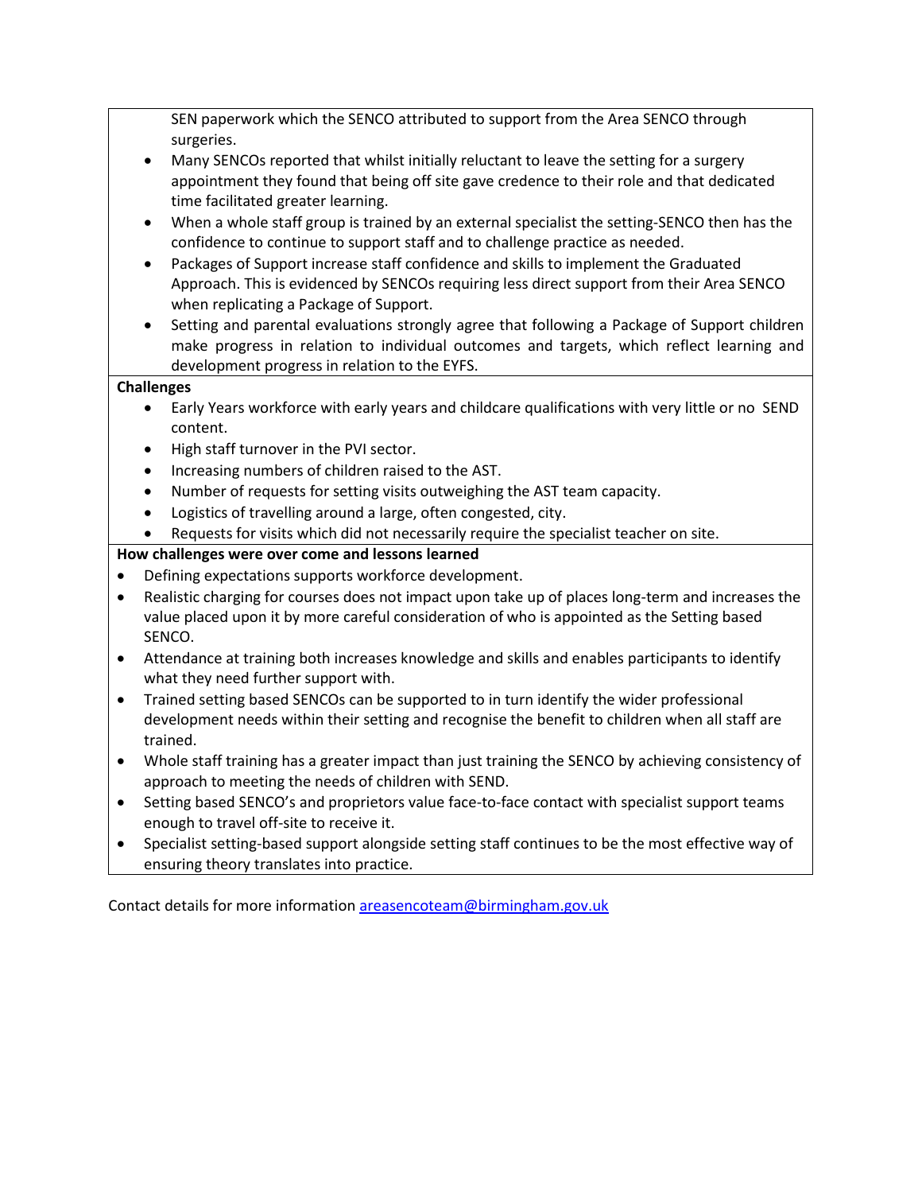SEN paperwork which the SENCO attributed to support from the Area SENCO through surgeries.

- Many SENCOs reported that whilst initially reluctant to leave the setting for a surgery appointment they found that being off site gave credence to their role and that dedicated time facilitated greater learning.
- When a whole staff group is trained by an external specialist the setting-SENCO then has the confidence to continue to support staff and to challenge practice as needed.
- Packages of Support increase staff confidence and skills to implement the Graduated Approach. This is evidenced by SENCOs requiring less direct support from their Area SENCO when replicating a Package of Support.
- Setting and parental evaluations strongly agree that following a Package of Support children make progress in relation to individual outcomes and targets, which reflect learning and development progress in relation to the EYFS.

**Challenges**

- Early Years workforce with early years and childcare qualifications with very little or no SEND content.
- High staff turnover in the PVI sector.
- Increasing numbers of children raised to the AST.
- Number of requests for setting visits outweighing the AST team capacity.
- Logistics of travelling around a large, often congested, city.
- Requests for visits which did not necessarily require the specialist teacher on site.

**How challenges were over come and lessons learned**

- Defining expectations supports workforce development.
- Realistic charging for courses does not impact upon take up of places long-term and increases the value placed upon it by more careful consideration of who is appointed as the Setting based SENCO.
- Attendance at training both increases knowledge and skills and enables participants to identify what they need further support with.
- Trained setting based SENCOs can be supported to in turn identify the wider professional development needs within their setting and recognise the benefit to children when all staff are trained.
- Whole staff training has a greater impact than just training the SENCO by achieving consistency of approach to meeting the needs of children with SEND.
- Setting based SENCO's and proprietors value face-to-face contact with specialist support teams enough to travel off-site to receive it.
- Specialist setting-based support alongside setting staff continues to be the most effective way of ensuring theory translates into practice.

Contact details for more information areasencoteam@birmingham.gov.uk